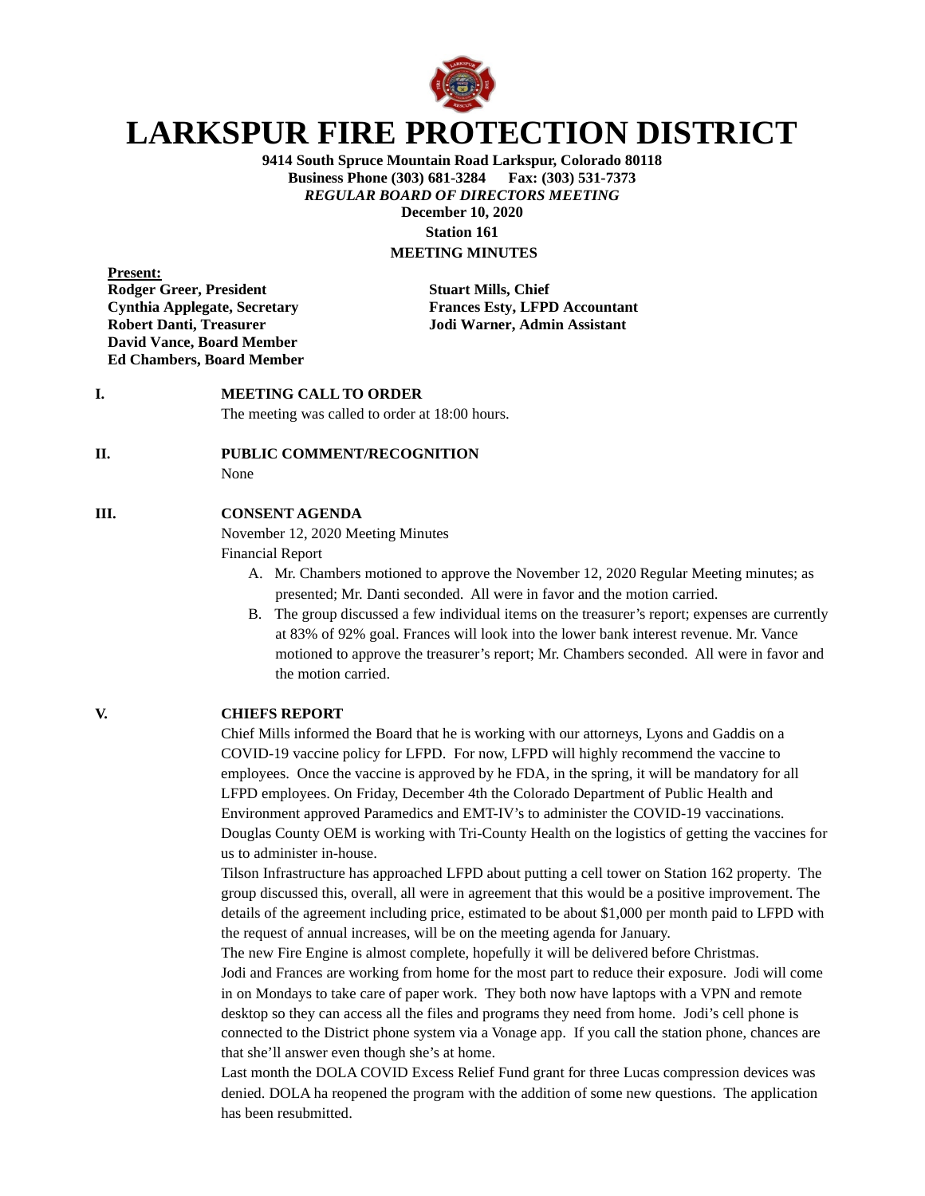# LARKSPUR FIRE PROTECTION DISTRICT

**9414 South Spruce Mountain Road Larkspur, Colorado 80118**
**Business Phone (303) 681-3284 Fax: (303) 531-7373**
***REGULAR BOARD OF DIRECTORS MEETING***
**December 10, 2020**
**Station 161**
**MEETING MINUTES**

**Present:**
**Rodger Greer, President**
**Cynthia Applegate, Secretary**
**Robert Danti, Treasurer**
**David Vance, Board Member**
**Ed Chambers, Board Member**
**Stuart Mills, Chief**
**Frances Esty, LFPD Accountant**
**Jodi Warner, Admin Assistant**

## I. MEETING CALL TO ORDER

The meeting was called to order at 18:00 hours.

## II. PUBLIC COMMENT/RECOGNITION

None

## III. CONSENT AGENDA

November 12, 2020 Meeting Minutes
Financial Report

A. Mr. Chambers motioned to approve the November 12, 2020 Regular Meeting minutes; as presented; Mr. Danti seconded. All were in favor and the motion carried.
B. The group discussed a few individual items on the treasurer's report; expenses are currently at 83% of 92% goal. Frances will look into the lower bank interest revenue. Mr. Vance motioned to approve the treasurer's report; Mr. Chambers seconded. All were in favor and the motion carried.

## V. CHIEFS REPORT

Chief Mills informed the Board that he is working with our attorneys, Lyons and Gaddis on a COVID-19 vaccine policy for LFPD. For now, LFPD will highly recommend the vaccine to employees. Once the vaccine is approved by he FDA, in the spring, it will be mandatory for all LFPD employees. On Friday, December 4th the Colorado Department of Public Health and Environment approved Paramedics and EMT-IV's to administer the COVID-19 vaccinations. Douglas County OEM is working with Tri-County Health on the logistics of getting the vaccines for us to administer in-house.

Tilson Infrastructure has approached LFPD about putting a cell tower on Station 162 property. The group discussed this, overall, all were in agreement that this would be a positive improvement. The details of the agreement including price, estimated to be about $1,000 per month paid to LFPD with the request of annual increases, will be on the meeting agenda for January.

The new Fire Engine is almost complete, hopefully it will be delivered before Christmas.

Jodi and Frances are working from home for the most part to reduce their exposure. Jodi will come in on Mondays to take care of paper work. They both now have laptops with a VPN and remote desktop so they can access all the files and programs they need from home. Jodi's cell phone is connected to the District phone system via a Vonage app. If you call the station phone, chances are that she'll answer even though she's at home.

Last month the DOLA COVID Excess Relief Fund grant for three Lucas compression devices was denied. DOLA ha reopened the program with the addition of some new questions. The application has been resubmitted.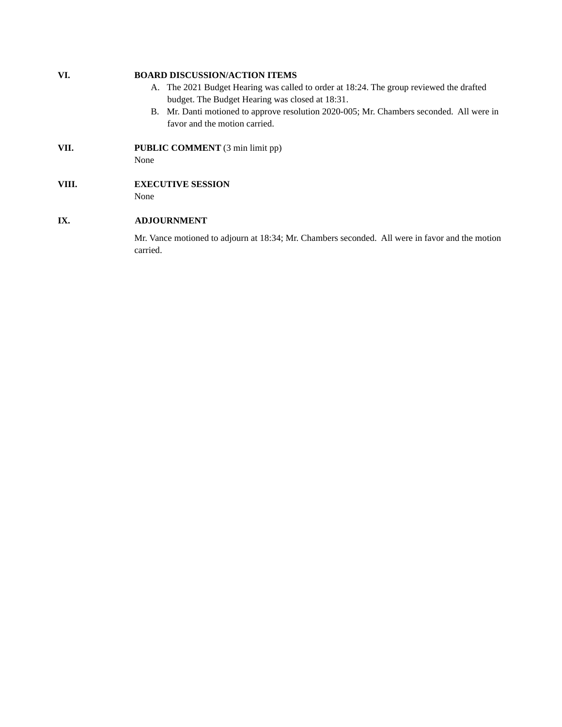**VI. BOARD DISCUSSION/ACTION ITEMS**

A. The 2021 Budget Hearing was called to order at 18:24. The group reviewed the drafted budget. The Budget Hearing was closed at 18:31.

B. Mr. Danti motioned to approve resolution 2020-005; Mr. Chambers seconded. All were in favor and the motion carried.

**VII. PUBLIC COMMENT** (3 min limit pp)

None

**VIII. EXECUTIVE SESSION**

None

**IX. ADJOURNMENT**

Mr. Vance motioned to adjourn at 18:34; Mr. Chambers seconded. All were in favor and the motion carried.